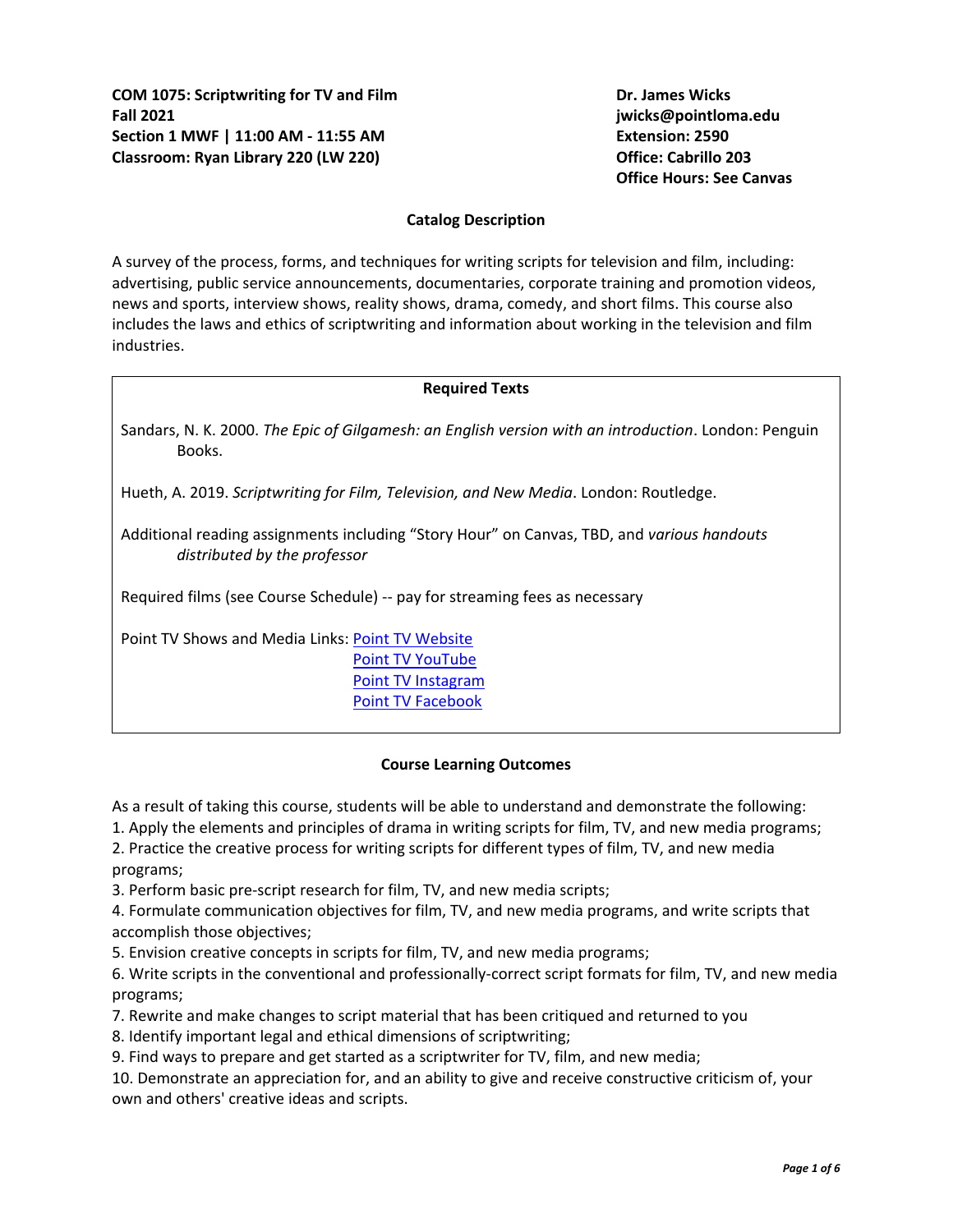**COM 1075: Scriptwriting for TV and Film**
**Fall 2021**
**Section 1 MWF | 11:00 AM - 11:55 AM**
**Classroom: Ryan Library 220 (LW 220)**

**Dr. James Wicks**
**jwicks@pointloma.edu**
**Extension: 2590**
**Office: Cabrillo 203**
**Office Hours: See Canvas**

## Catalog Description

A survey of the process, forms, and techniques for writing scripts for television and film, including: advertising, public service announcements, documentaries, corporate training and promotion videos, news and sports, interview shows, reality shows, drama, comedy, and short films. This course also includes the laws and ethics of scriptwriting and information about working in the television and film industries.

## Required Texts

Sandars, N. K. 2000. *The Epic of Gilgamesh: an English version with an introduction*. London: Penguin Books.

Hueth, A. 2019. *Scriptwriting for Film, Television, and New Media*. London: Routledge.

Additional reading assignments including "Story Hour" on Canvas, TBD, and *various handouts distributed by the professor*

Required films (see Course Schedule) -- pay for streaming fees as necessary

Point TV Shows and Media Links: Point TV Website
Point TV YouTube
Point TV Instagram
Point TV Facebook

## Course Learning Outcomes

As a result of taking this course, students will be able to understand and demonstrate the following:

1. Apply the elements and principles of drama in writing scripts for film, TV, and new media programs;
2. Practice the creative process for writing scripts for different types of film, TV, and new media programs;
3. Perform basic pre-script research for film, TV, and new media scripts;
4. Formulate communication objectives for film, TV, and new media programs, and write scripts that accomplish those objectives;
5. Envision creative concepts in scripts for film, TV, and new media programs;
6. Write scripts in the conventional and professionally-correct script formats for film, TV, and new media programs;
7. Rewrite and make changes to script material that has been critiqued and returned to you
8. Identify important legal and ethical dimensions of scriptwriting;
9. Find ways to prepare and get started as a scriptwriter for TV, film, and new media;
10. Demonstrate an appreciation for, and an ability to give and receive constructive criticism of, your own and others' creative ideas and scripts.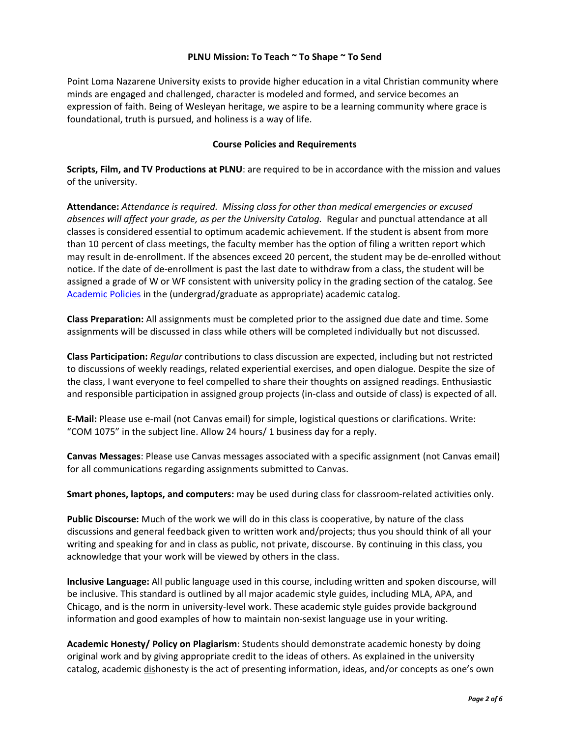**PLNU Mission: To Teach ~ To Shape ~ To Send**

Point Loma Nazarene University exists to provide higher education in a vital Christian community where minds are engaged and challenged, character is modeled and formed, and service becomes an expression of faith. Being of Wesleyan heritage, we aspire to be a learning community where grace is foundational, truth is pursued, and holiness is a way of life.

**Course Policies and Requirements**

**Scripts, Film, and TV Productions at PLNU**: are required to be in accordance with the mission and values of the university.

**Attendance:** *Attendance is required. Missing class for other than medical emergencies or excused absences will affect your grade, as per the University Catalog.* Regular and punctual attendance at all classes is considered essential to optimum academic achievement. If the student is absent from more than 10 percent of class meetings, the faculty member has the option of filing a written report which may result in de-enrollment. If the absences exceed 20 percent, the student may be de-enrolled without notice. If the date of de-enrollment is past the last date to withdraw from a class, the student will be assigned a grade of W or WF consistent with university policy in the grading section of the catalog. See Academic Policies in the (undergrad/graduate as appropriate) academic catalog.

**Class Preparation:** All assignments must be completed prior to the assigned due date and time. Some assignments will be discussed in class while others will be completed individually but not discussed.

**Class Participation:** *Regular* contributions to class discussion are expected, including but not restricted to discussions of weekly readings, related experiential exercises, and open dialogue. Despite the size of the class, I want everyone to feel compelled to share their thoughts on assigned readings. Enthusiastic and responsible participation in assigned group projects (in-class and outside of class) is expected of all.

**E-Mail:** Please use e-mail (not Canvas email) for simple, logistical questions or clarifications. Write: "COM 1075" in the subject line. Allow 24 hours/ 1 business day for a reply.

**Canvas Messages**: Please use Canvas messages associated with a specific assignment (not Canvas email) for all communications regarding assignments submitted to Canvas.

**Smart phones, laptops, and computers:** may be used during class for classroom-related activities only.

**Public Discourse:** Much of the work we will do in this class is cooperative, by nature of the class discussions and general feedback given to written work and/projects; thus you should think of all your writing and speaking for and in class as public, not private, discourse. By continuing in this class, you acknowledge that your work will be viewed by others in the class.

**Inclusive Language:** All public language used in this course, including written and spoken discourse, will be inclusive. This standard is outlined by all major academic style guides, including MLA, APA, and Chicago, and is the norm in university-level work. These academic style guides provide background information and good examples of how to maintain non-sexist language use in your writing.

**Academic Honesty/ Policy on Plagiarism**: Students should demonstrate academic honesty by doing original work and by giving appropriate credit to the ideas of others. As explained in the university catalog, academic dishonesty is the act of presenting information, ideas, and/or concepts as one's own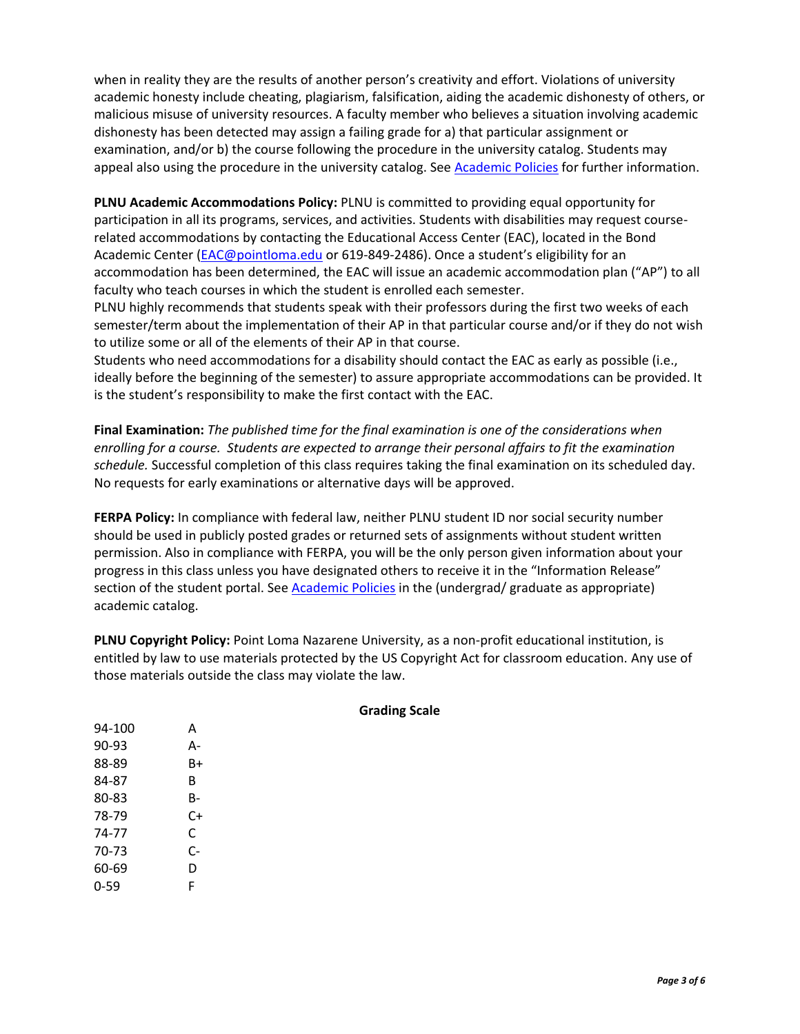when in reality they are the results of another person's creativity and effort. Violations of university academic honesty include cheating, plagiarism, falsification, aiding the academic dishonesty of others, or malicious misuse of university resources. A faculty member who believes a situation involving academic dishonesty has been detected may assign a failing grade for a) that particular assignment or examination, and/or b) the course following the procedure in the university catalog. Students may appeal also using the procedure in the university catalog. See [Academic Policies] for further information.

**PLNU Academic Accommodations Policy:** PLNU is committed to providing equal opportunity for participation in all its programs, services, and activities. Students with disabilities may request course-related accommodations by contacting the Educational Access Center (EAC), located in the Bond Academic Center (EAC@pointloma.edu or 619-849-2486). Once a student's eligibility for an accommodation has been determined, the EAC will issue an academic accommodation plan ("AP") to all faculty who teach courses in which the student is enrolled each semester.
PLNU highly recommends that students speak with their professors during the first two weeks of each semester/term about the implementation of their AP in that particular course and/or if they do not wish to utilize some or all of the elements of their AP in that course.
Students who need accommodations for a disability should contact the EAC as early as possible (i.e., ideally before the beginning of the semester) to assure appropriate accommodations can be provided. It is the student's responsibility to make the first contact with the EAC.

**Final Examination:** *The published time for the final examination is one of the considerations when enrolling for a course. Students are expected to arrange their personal affairs to fit the examination schedule.* Successful completion of this class requires taking the final examination on its scheduled day. No requests for early examinations or alternative days will be approved.

**FERPA Policy:** In compliance with federal law, neither PLNU student ID nor social security number should be used in publicly posted grades or returned sets of assignments without student written permission. Also in compliance with FERPA, you will be the only person given information about your progress in this class unless you have designated others to receive it in the "Information Release" section of the student portal. See [Academic Policies] in the (undergrad/ graduate as appropriate) academic catalog.

**PLNU Copyright Policy:** Point Loma Nazarene University, as a non-profit educational institution, is entitled by law to use materials protected by the US Copyright Act for classroom education. Any use of those materials outside the class may violate the law.

**Grading Scale**

| | |
|---|---|
| 94-100 | A |
| 90-93 | A- |
| 88-89 | B+ |
| 84-87 | B |
| 80-83 | B- |
| 78-79 | C+ |
| 74-77 | C |
| 70-73 | C- |
| 60-69 | D |
| 0-59 | F |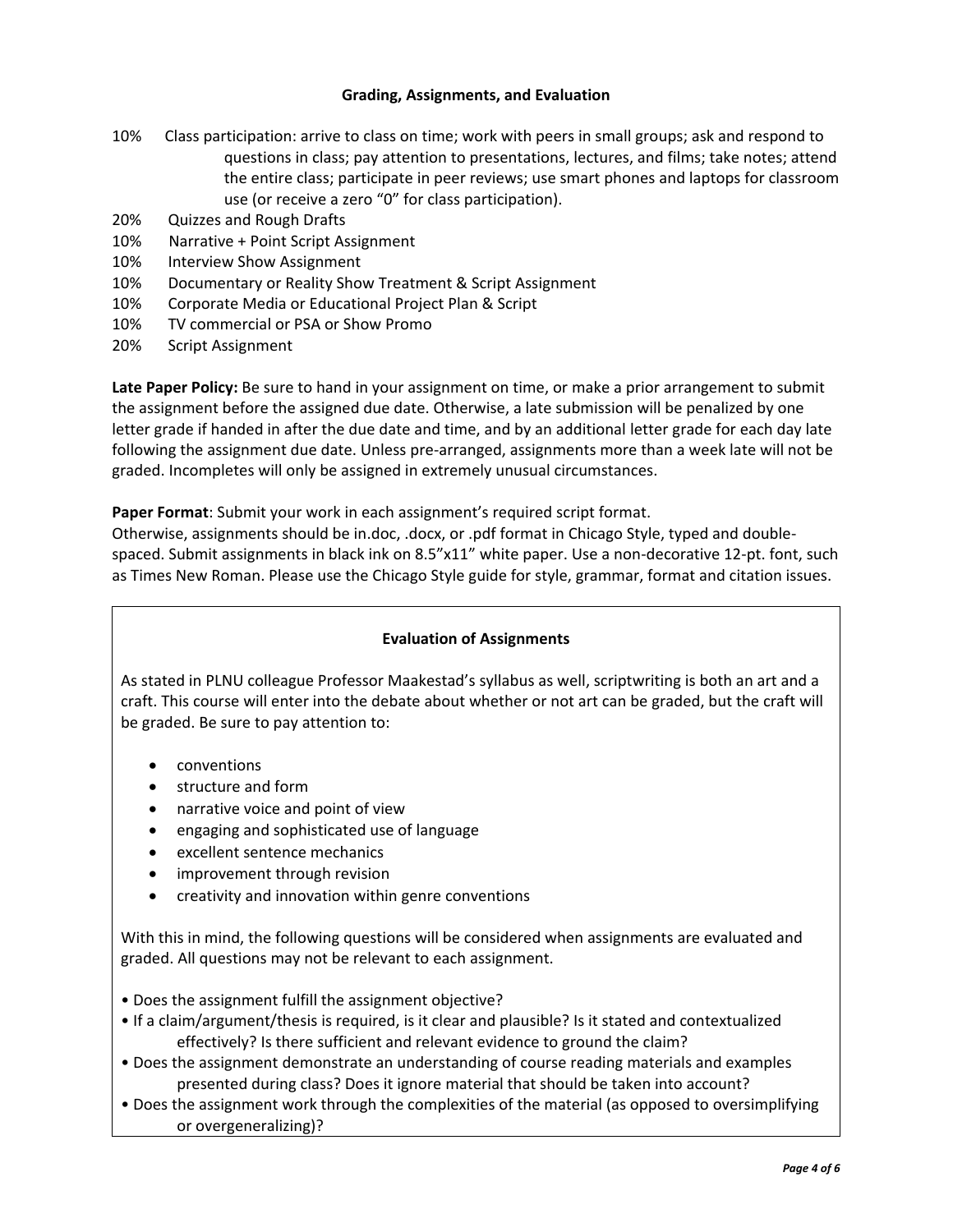### Grading, Assignments, and Evaluation

- 10% Class participation: arrive to class on time; work with peers in small groups; ask and respond to questions in class; pay attention to presentations, lectures, and films; take notes; attend the entire class; participate in peer reviews; use smart phones and laptops for classroom use (or receive a zero "0" for class participation).
- 20% Quizzes and Rough Drafts
- 10% Narrative + Point Script Assignment
- 10% Interview Show Assignment
- 10% Documentary or Reality Show Treatment & Script Assignment
- 10% Corporate Media or Educational Project Plan & Script
- 10% TV commercial or PSA or Show Promo
- 20% Script Assignment

**Late Paper Policy:** Be sure to hand in your assignment on time, or make a prior arrangement to submit the assignment before the assigned due date. Otherwise, a late submission will be penalized by one letter grade if handed in after the due date and time, and by an additional letter grade for each day late following the assignment due date. Unless pre-arranged, assignments more than a week late will not be graded. Incompletes will only be assigned in extremely unusual circumstances.

**Paper Format**: Submit your work in each assignment's required script format.
Otherwise, assignments should be in.doc, .docx, or .pdf format in Chicago Style, typed and double-spaced. Submit assignments in black ink on 8.5"x11" white paper. Use a non-decorative 12-pt. font, such as Times New Roman. Please use the Chicago Style guide for style, grammar, format and citation issues.

### Evaluation of Assignments

As stated in PLNU colleague Professor Maakestad's syllabus as well, scriptwriting is both an art and a craft. This course will enter into the debate about whether or not art can be graded, but the craft will be graded. Be sure to pay attention to:

- conventions
- structure and form
- narrative voice and point of view
- engaging and sophisticated use of language
- excellent sentence mechanics
- improvement through revision
- creativity and innovation within genre conventions

With this in mind, the following questions will be considered when assignments are evaluated and graded. All questions may not be relevant to each assignment.

- Does the assignment fulfill the assignment objective?
- If a claim/argument/thesis is required, is it clear and plausible? Is it stated and contextualized effectively? Is there sufficient and relevant evidence to ground the claim?
- Does the assignment demonstrate an understanding of course reading materials and examples presented during class? Does it ignore material that should be taken into account?
- Does the assignment work through the complexities of the material (as opposed to oversimplifying or overgeneralizing)?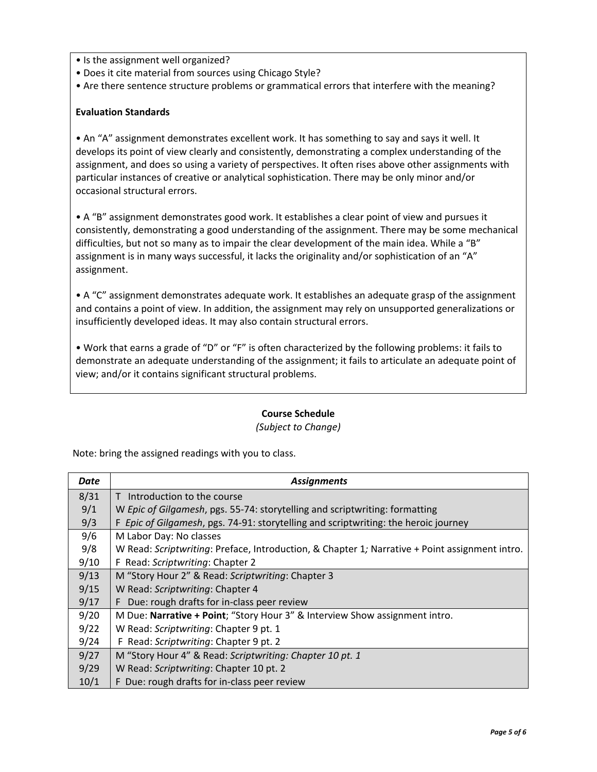• Is the assignment well organized?
• Does it cite material from sources using Chicago Style?
• Are there sentence structure problems or grammatical errors that interfere with the meaning?

**Evaluation Standards**

• An "A" assignment demonstrates excellent work. It has something to say and says it well. It develops its point of view clearly and consistently, demonstrating a complex understanding of the assignment, and does so using a variety of perspectives. It often rises above other assignments with particular instances of creative or analytical sophistication. There may be only minor and/or occasional structural errors.

• A "B" assignment demonstrates good work. It establishes a clear point of view and pursues it consistently, demonstrating a good understanding of the assignment. There may be some mechanical difficulties, but not so many as to impair the clear development of the main idea. While a "B" assignment is in many ways successful, it lacks the originality and/or sophistication of an "A" assignment.

• A "C" assignment demonstrates adequate work. It establishes an adequate grasp of the assignment and contains a point of view. In addition, the assignment may rely on unsupported generalizations or insufficiently developed ideas. It may also contain structural errors.

• Work that earns a grade of "D" or "F" is often characterized by the following problems: it fails to demonstrate an adequate understanding of the assignment; it fails to articulate an adequate point of view; and/or it contains significant structural problems.

## Course Schedule

*(Subject to Change)*

Note: bring the assigned readings with you to class.

| *Date* | *Assignments* |
|---|---|
| 8/31 | T Introduction to the course |
| 9/1 | W *Epic of Gilgamesh*, pgs. 55-74: storytelling and scriptwriting: formatting |
| 9/3 | F *Epic of Gilgamesh*, pgs. 74-91: storytelling and scriptwriting: the heroic journey |
| 9/6 | M Labor Day: No classes |
| 9/8 | W Read: *Scriptwriting*: Preface, Introduction, & Chapter 1*;* Narrative + Point assignment intro. |
| 9/10 | F Read: *Scriptwriting*: Chapter 2 |
| 9/13 | M "Story Hour 2" & Read: *Scriptwriting*: Chapter 3 |
| 9/15 | W Read: *Scriptwriting*: Chapter 4 |
| 9/17 | F Due: rough drafts for in-class peer review |
| 9/20 | M Due: **Narrative + Point**; "Story Hour 3" & Interview Show assignment intro. |
| 9/22 | W Read: *Scriptwriting*: Chapter 9 pt. 1 |
| 9/24 | F Read: *Scriptwriting*: Chapter 9 pt. 2 |
| 9/27 | M "Story Hour 4" & Read: *Scriptwriting: Chapter 10 pt. 1* |
| 9/29 | W Read: *Scriptwriting*: Chapter 10 pt. 2 |
| 10/1 | F Due: rough drafts for in-class peer review |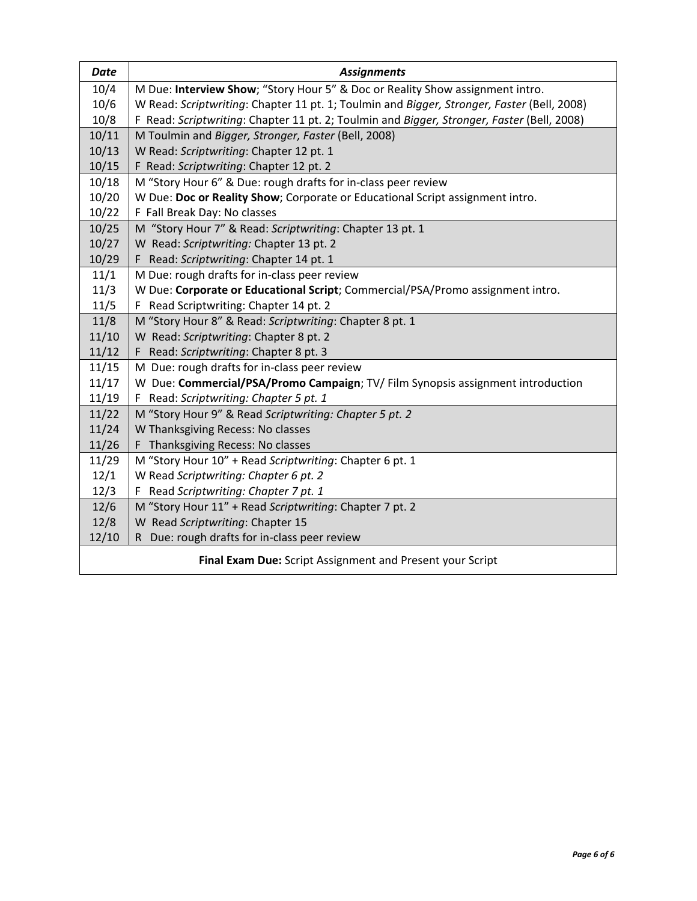| ***Date*** | ***Assignments*** |
|---|---|
| 10/4 | M Due: **Interview Show**; "Story Hour 5" & Doc or Reality Show assignment intro. |
| 10/6 | W Read: *Scriptwriting*: Chapter 11 pt. 1; Toulmin and *Bigger, Stronger, Faster* (Bell, 2008) |
| 10/8 | F Read: *Scriptwriting*: Chapter 11 pt. 2; Toulmin and *Bigger, Stronger, Faster* (Bell, 2008) |
| 10/11 | M Toulmin and *Bigger, Stronger, Faster* (Bell, 2008) |
| 10/13 | W Read: *Scriptwriting*: Chapter 12 pt. 1 |
| 10/15 | F Read: *Scriptwriting*: Chapter 12 pt. 2 |
| 10/18 | M "Story Hour 6" & Due: rough drafts for in-class peer review |
| 10/20 | W Due: **Doc or Reality Show**; Corporate or Educational Script assignment intro. |
| 10/22 | F Fall Break Day: No classes |
| 10/25 | M "Story Hour 7" & Read: *Scriptwriting*: Chapter 13 pt. 1 |
| 10/27 | W Read: *Scriptwriting:* Chapter 13 pt. 2 |
| 10/29 | F Read: *Scriptwriting*: Chapter 14 pt. 1 |
| 11/1 | M Due: rough drafts for in-class peer review |
| 11/3 | W Due: **Corporate or Educational Script**; Commercial/PSA/Promo assignment intro. |
| 11/5 | F Read Scriptwriting: Chapter 14 pt. 2 |
| 11/8 | M "Story Hour 8" & Read: *Scriptwriting*: Chapter 8 pt. 1 |
| 11/10 | W Read: *Scriptwriting*: Chapter 8 pt. 2 |
| 11/12 | F Read: *Scriptwriting*: Chapter 8 pt. 3 |
| 11/15 | M Due: rough drafts for in-class peer review |
| 11/17 | W Due: **Commercial/PSA/Promo Campaign**; TV/ Film Synopsis assignment introduction |
| 11/19 | F Read: *Scriptwriting: Chapter 5 pt. 1* |
| 11/22 | M "Story Hour 9" & Read *Scriptwriting: Chapter 5 pt. 2* |
| 11/24 | W Thanksgiving Recess: No classes |
| 11/26 | F Thanksgiving Recess: No classes |
| 11/29 | M "Story Hour 10" + Read *Scriptwriting*: Chapter 6 pt. 1 |
| 12/1 | W Read *Scriptwriting: Chapter 6 pt. 2* |
| 12/3 | F Read *Scriptwriting: Chapter 7 pt. 1* |
| 12/6 | M "Story Hour 11" + Read *Scriptwriting*: Chapter 7 pt. 2 |
| 12/8 | W Read *Scriptwriting*: Chapter 15 |
| 12/10 | R Due: rough drafts for in-class peer review |
| **Final Exam Due:** Script Assignment and Present your Script | |